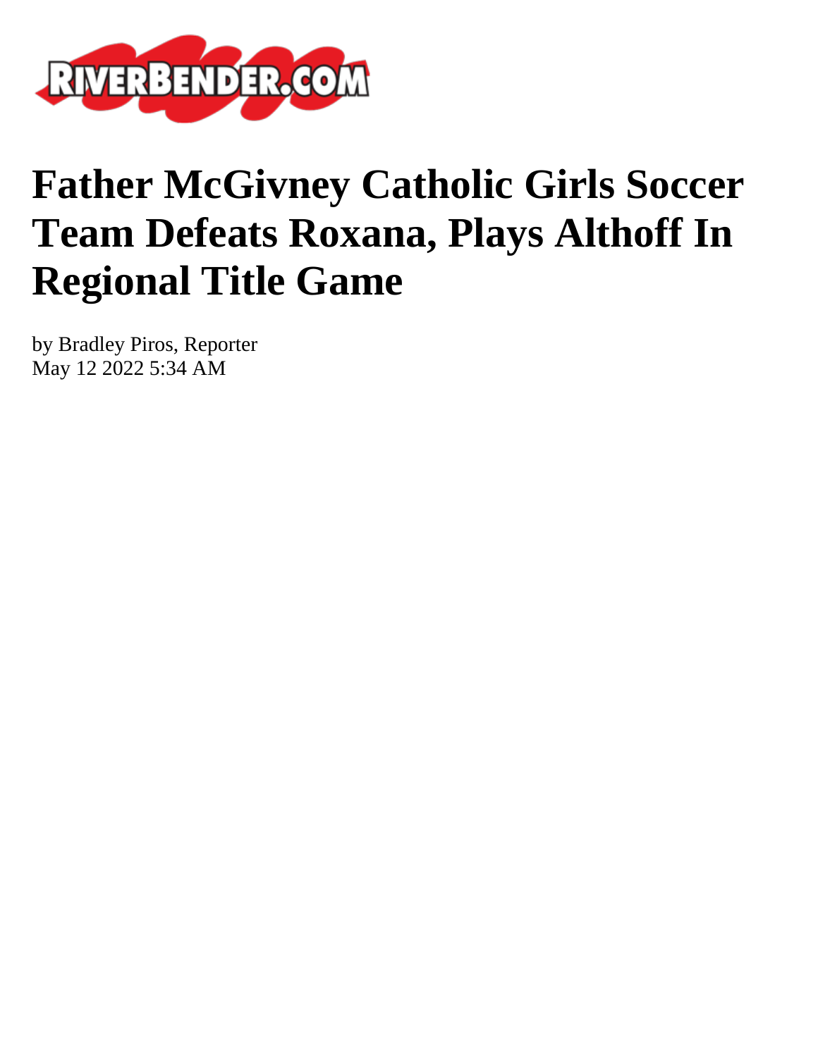# Father McGivney Catholic Girls Soccer Team Defeats Roxana, Plays Althoff In Regional Title Game

by Bradley Piros, Reporter
May 12 2022 5:34 AM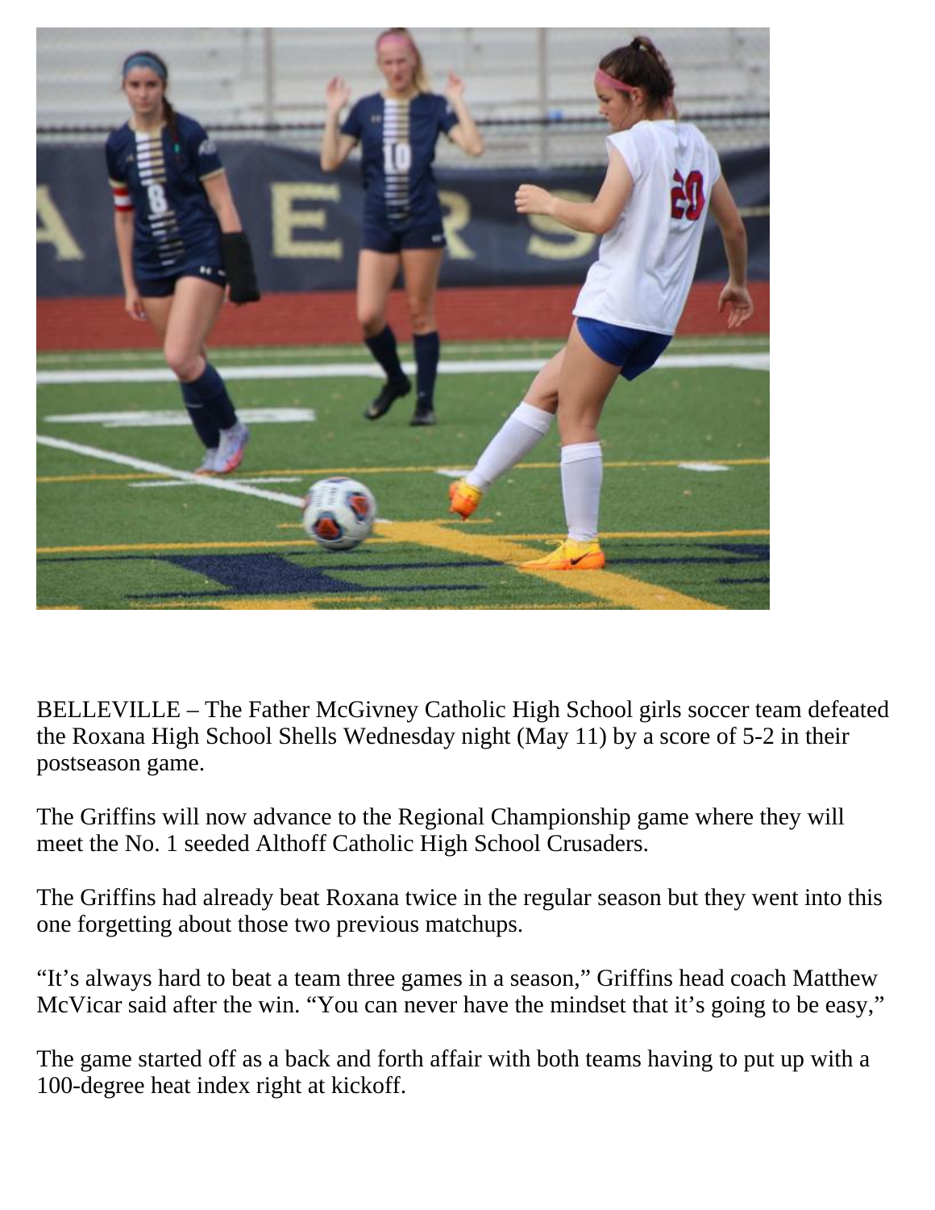BELLEVILLE – The Father McGivney Catholic High School girls soccer team defeated the Roxana High School Shells Wednesday night (May 11) by a score of 5-2 in their postseason game.

The Griffins will now advance to the Regional Championship game where they will meet the No. 1 seeded Althoff Catholic High School Crusaders.

The Griffins had already beat Roxana twice in the regular season but they went into this one forgetting about those two previous matchups.

"It's always hard to beat a team three games in a season," Griffins head coach Matthew McVicar said after the win. "You can never have the mindset that it's going to be easy,"

The game started off as a back and forth affair with both teams having to put up with a 100-degree heat index right at kickoff.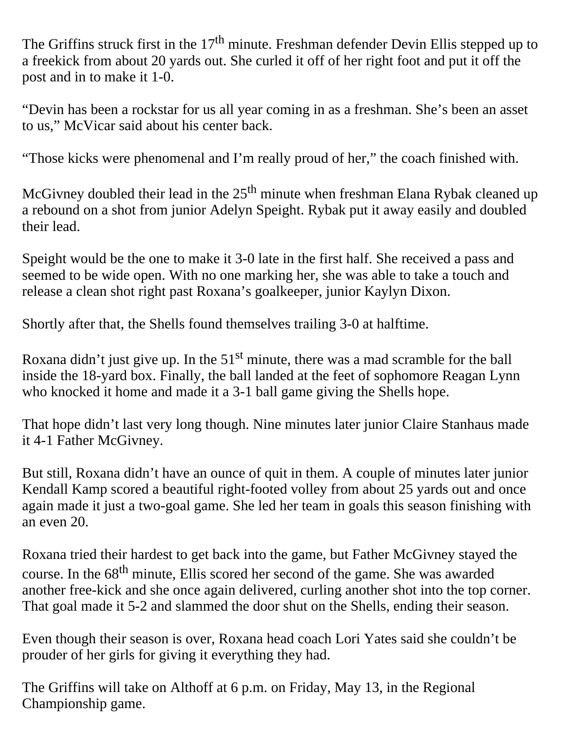The Griffins struck first in the 17th minute. Freshman defender Devin Ellis stepped up to a freekick from about 20 yards out. She curled it off of her right foot and put it off the post and in to make it 1-0.

"Devin has been a rockstar for us all year coming in as a freshman. She's been an asset to us," McVicar said about his center back.

"Those kicks were phenomenal and I'm really proud of her," the coach finished with.

McGivney doubled their lead in the 25th minute when freshman Elana Rybak cleaned up a rebound on a shot from junior Adelyn Speight. Rybak put it away easily and doubled their lead.

Speight would be the one to make it 3-0 late in the first half. She received a pass and seemed to be wide open. With no one marking her, she was able to take a touch and release a clean shot right past Roxana's goalkeeper, junior Kaylyn Dixon.

Shortly after that, the Shells found themselves trailing 3-0 at halftime.

Roxana didn't just give up. In the 51st minute, there was a mad scramble for the ball inside the 18-yard box. Finally, the ball landed at the feet of sophomore Reagan Lynn who knocked it home and made it a 3-1 ball game giving the Shells hope.

That hope didn't last very long though. Nine minutes later junior Claire Stanhaus made it 4-1 Father McGivney.

But still, Roxana didn't have an ounce of quit in them. A couple of minutes later junior Kendall Kamp scored a beautiful right-footed volley from about 25 yards out and once again made it just a two-goal game. She led her team in goals this season finishing with an even 20.

Roxana tried their hardest to get back into the game, but Father McGivney stayed the course. In the 68th minute, Ellis scored her second of the game. She was awarded another free-kick and she once again delivered, curling another shot into the top corner. That goal made it 5-2 and slammed the door shut on the Shells, ending their season.

Even though their season is over, Roxana head coach Lori Yates said she couldn't be prouder of her girls for giving it everything they had.

The Griffins will take on Althoff at 6 p.m. on Friday, May 13, in the Regional Championship game.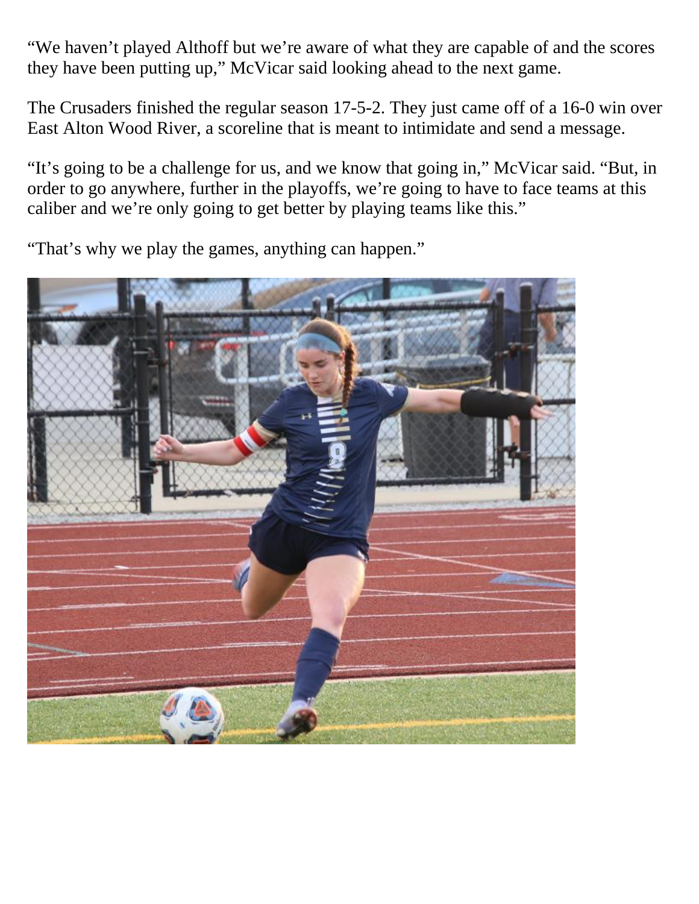"We haven't played Althoff but we're aware of what they are capable of and the scores they have been putting up," McVicar said looking ahead to the next game.

The Crusaders finished the regular season 17-5-2. They just came off of a 16-0 win over East Alton Wood River, a scoreline that is meant to intimidate and send a message.

"It's going to be a challenge for us, and we know that going in," McVicar said. "But, in order to go anywhere, further in the playoffs, we're going to have to face teams at this caliber and we're only going to get better by playing teams like this."

"That's why we play the games, anything can happen."